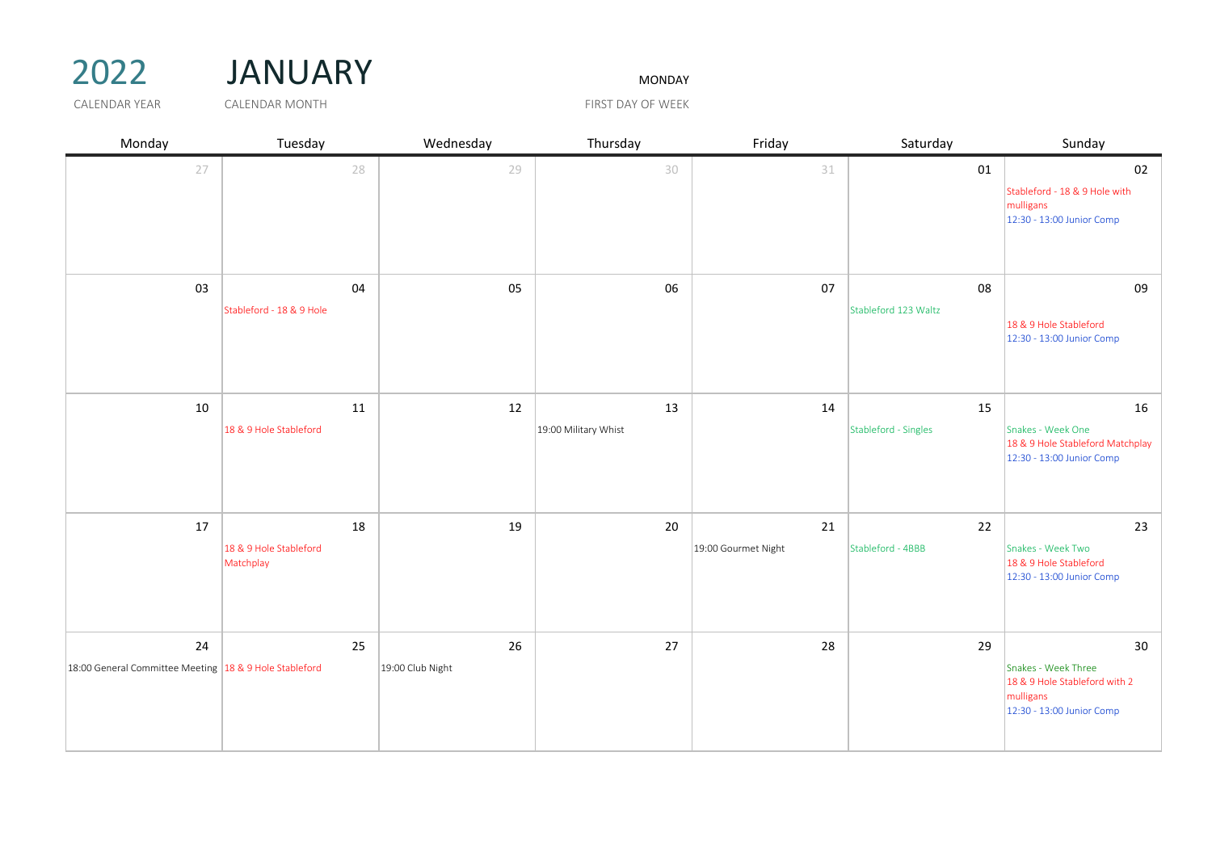# 2022 JANUARY

CALENDAR YEAR · CALENDAR MONTH · MONDAY FIRST DAY OF WEEK

| Monday | Tuesday | Wednesday | Thursday | Friday | Saturday | Sunday |
|---|---|---|---|---|---|---|
| 27 | 28 | 29 | 30 | 31 | 01 | 02<br>Stableford - 18 & 9 Hole with mulligans<br>12:30 - 13:00 Junior Comp |
| 03 | 04<br>Stableford - 18 & 9 Hole | 05 | 06 | 07 | 08<br>Stableford 123 Waltz | 09<br>18 & 9 Hole Stableford<br>12:30 - 13:00 Junior Comp |
| 10 | 11<br>18 & 9 Hole Stableford | 12 | 13<br>19:00 Military Whist | 14 | 15<br>Stableford - Singles | 16<br>Snakes - Week One<br>18 & 9 Hole Stableford Matchplay<br>12:30 - 13:00 Junior Comp |
| 17 | 18<br>18 & 9 Hole Stableford Matchplay | 19 | 20 | 21<br>19:00 Gourmet Night | 22<br>Stableford - 4BBB | 23<br>Snakes - Week Two<br>18 & 9 Hole Stableford<br>12:30 - 13:00 Junior Comp |
| 24<br>18:00 General Committee Meeting | 25<br>18 & 9 Hole Stableford | 26<br>19:00 Club Night | 27 | 28 | 29 | 30<br>Snakes - Week Three<br>18 & 9 Hole Stableford with 2 mulligans<br>12:30 - 13:00 Junior Comp |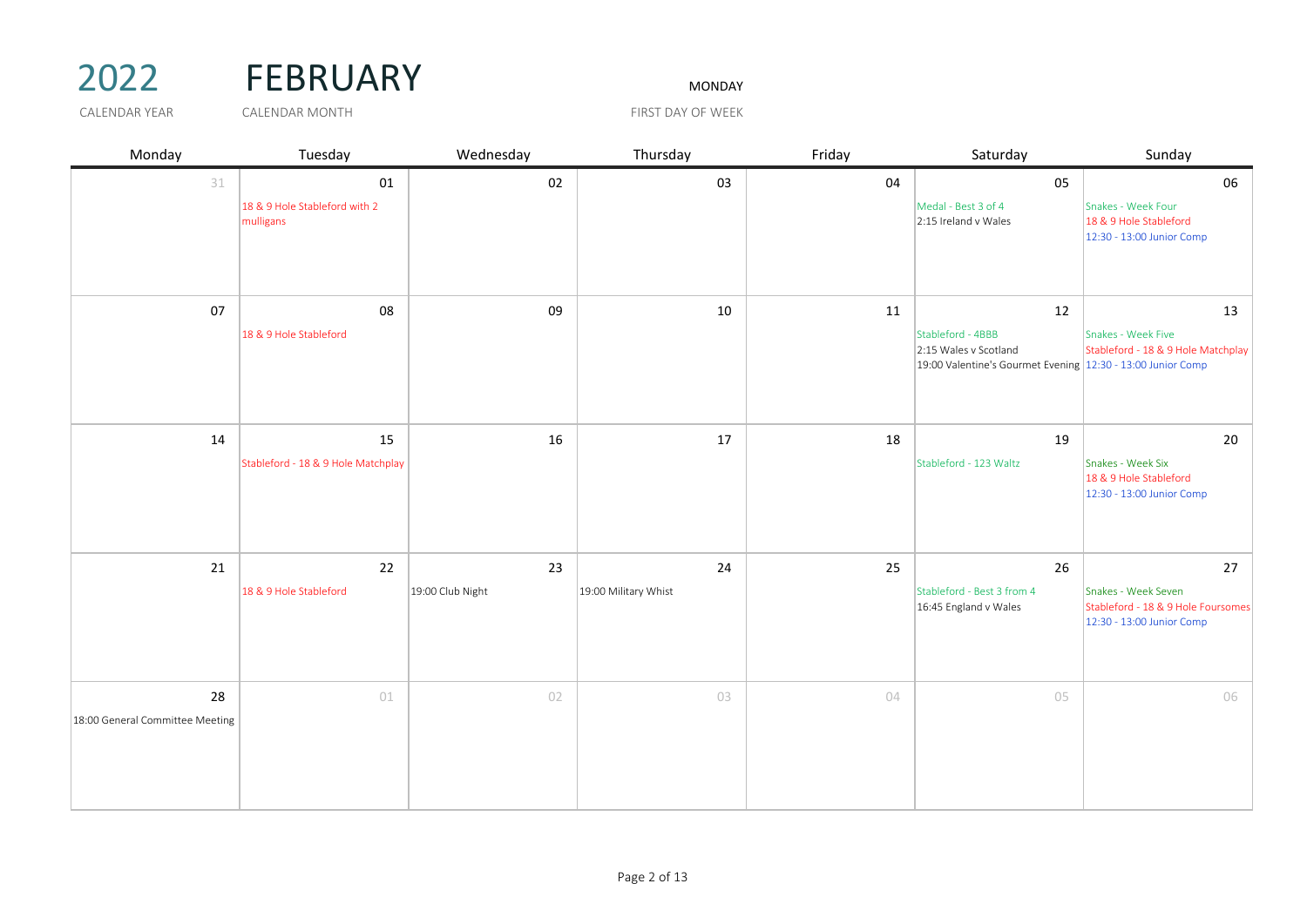# 2022 FEBRUARY

CALENDAR YEAR | CALENDAR MONTH | MONDAY — FIRST DAY OF WEEK

| Monday | Tuesday | Wednesday | Thursday | Friday | Saturday | Sunday |
|---|---|---|---|---|---|---|
| 31 | 01<br>18 & 9 Hole Stableford with 2 mulligans | 02 | 03 | 04 | 05<br>Medal - Best 3 of 4<br>2:15 Ireland v Wales | 06<br>Snakes - Week Four<br>18 & 9 Hole Stableford<br>12:30 - 13:00 Junior Comp |
| 07 | 08<br>18 & 9 Hole Stableford | 09 | 10 | 11 | 12<br>Stableford - 4BBB<br>2:15 Wales v Scotland<br>19:00 Valentine's Gourmet Evening | 13<br>Snakes - Week Five<br>Stableford - 18 & 9 Hole Matchplay<br>12:30 - 13:00 Junior Comp |
| 14 | 15<br>Stableford - 18 & 9 Hole Matchplay | 16 | 17 | 18 | 19<br>Stableford - 123 Waltz | 20<br>Snakes - Week Six<br>18 & 9 Hole Stableford<br>12:30 - 13:00 Junior Comp |
| 21 | 22<br>18 & 9 Hole Stableford | 23<br>19:00 Club Night | 24<br>19:00 Military Whist | 25 | 26<br>Stableford - Best 3 from 4<br>16:45 England v Wales | 27<br>Snakes - Week Seven<br>Stableford - 18 & 9 Hole Foursomes<br>12:30 - 13:00 Junior Comp |
| 28<br>18:00 General Committee Meeting | 01 | 02 | 03 | 04 | 05 | 06 |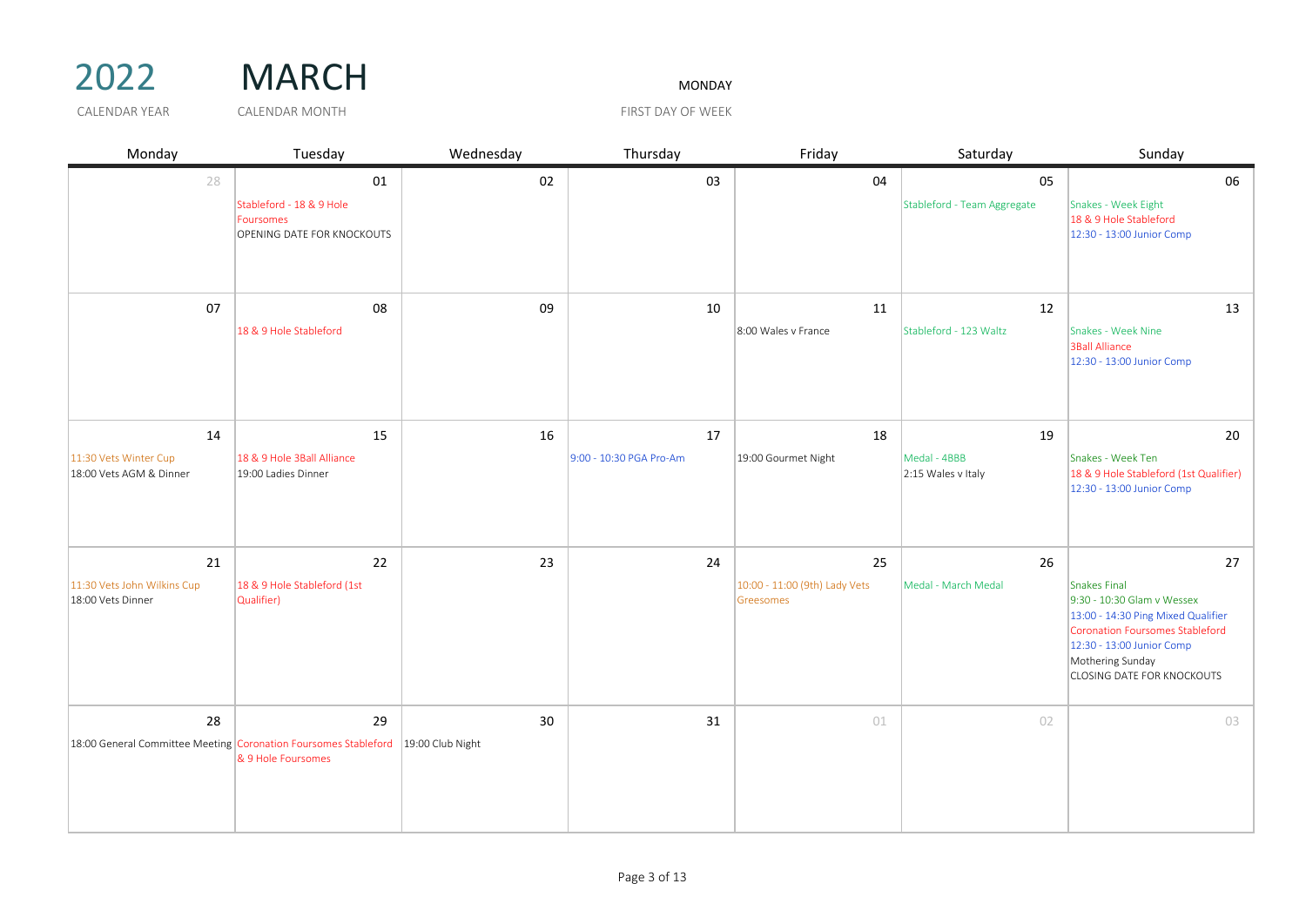# 2022 MARCH

CALENDAR YEAR: 2022 | CALENDAR MONTH: MARCH | FIRST DAY OF WEEK: MONDAY

| Monday | Tuesday | Wednesday | Thursday | Friday | Saturday | Sunday |
|---|---|---|---|---|---|---|
| 28 | 01<br>Stableford - 18 & 9 Hole Foursomes<br>OPENING DATE FOR KNOCKOUTS | 02 | 03 | 04 | 05<br>Stableford - Team Aggregate | 06<br>Snakes - Week Eight<br>18 & 9 Hole Stableford<br>12:30 - 13:00 Junior Comp |
| 07 | 08<br>18 & 9 Hole Stableford | 09 | 10 | 11<br>8:00 Wales v France | 12<br>Stableford - 123 Waltz | 13<br>Snakes - Week Nine<br>3Ball Alliance<br>12:30 - 13:00 Junior Comp |
| 14<br>11:30 Vets Winter Cup<br>18:00 Vets AGM & Dinner | 15<br>18 & 9 Hole 3Ball Alliance<br>19:00 Ladies Dinner | 16 | 17<br>9:00 - 10:30 PGA Pro-Am | 18<br>19:00 Gourmet Night | 19<br>Medal - 4BBB<br>2:15 Wales v Italy | 20<br>Snakes - Week Ten<br>18 & 9 Hole Stableford (1st Qualifier)<br>12:30 - 13:00 Junior Comp |
| 21<br>11:30 Vets John Wilkins Cup<br>18:00 Vets Dinner | 22<br>18 & 9 Hole Stableford (1st Qualifier) | 23 | 24 | 25<br>10:00 - 11:00 (9th) Lady Vets Greesomes | 26<br>Medal - March Medal | 27<br>Snakes Final<br>9:30 - 10:30 Glam v Wessex<br>13:00 - 14:30 Ping Mixed Qualifier<br>Coronation Foursomes Stableford<br>12:30 - 13:00 Junior Comp<br>Mothering Sunday<br>CLOSING DATE FOR KNOCKOUTS |
| 28<br>18:00 General Committee Meeting | 29<br>Coronation Foursomes Stableford & 9 Hole Foursomes | 30<br>19:00 Club Night | 31 | 01 | 02 | 03 |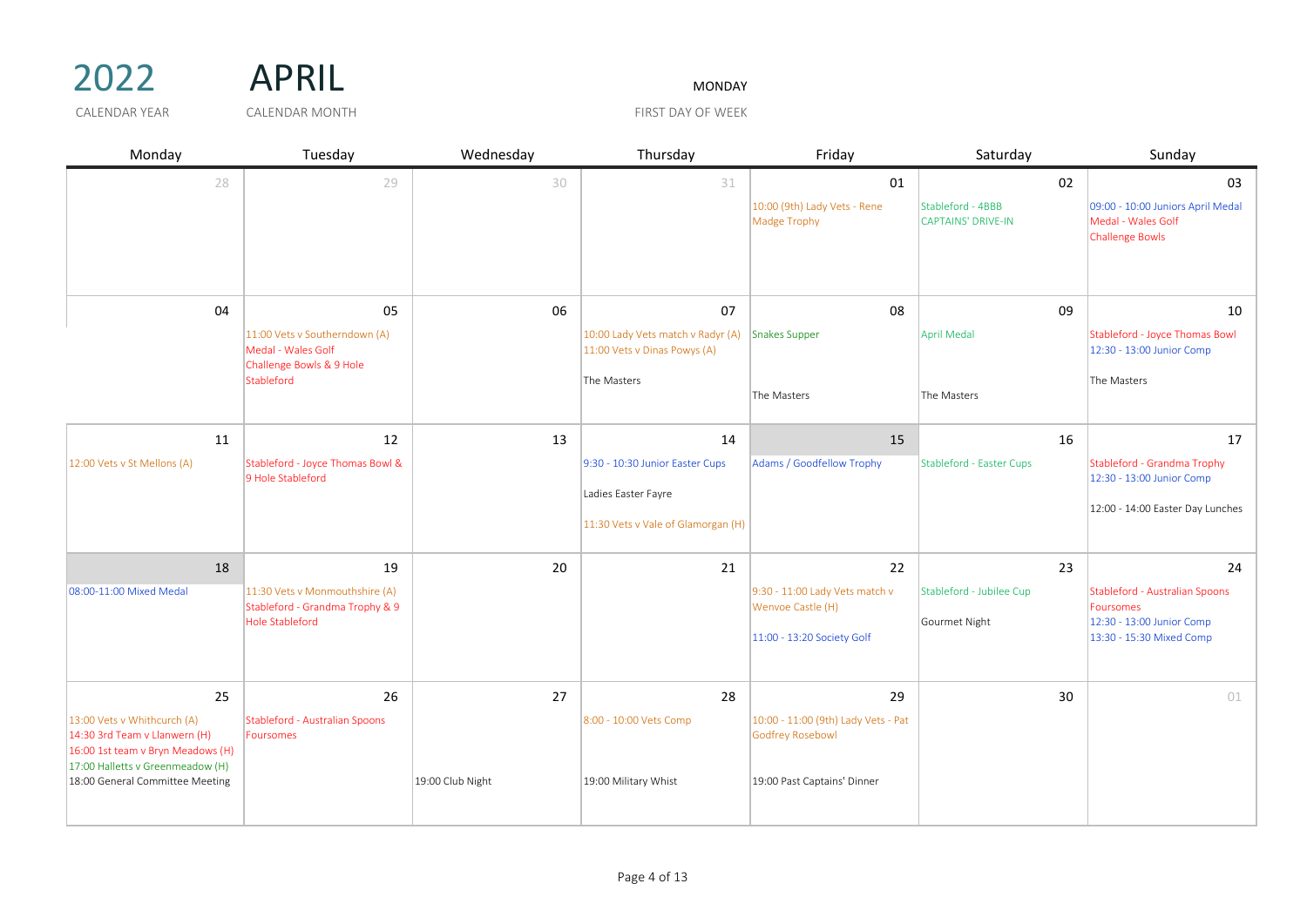# 2022 APRIL

CALENDAR YEAR — CALENDAR MONTH

MONDAY — FIRST DAY OF WEEK

| Monday | Tuesday | Wednesday | Thursday | Friday | Saturday | Sunday |
|---|---|---|---|---|---|---|
| 28 | 29 | 30 | 31 | 01<br>10:00 (9th) Lady Vets - Rene Madge Trophy | 02<br>Stableford - 4BBB<br>CAPTAINS' DRIVE-IN | 03<br>09:00 - 10:00 Juniors April Medal<br>Medal - Wales Golf Challenge Bowls |
| 04 | 05<br>11:00 Vets v Southerndown (A)<br>Medal - Wales Golf Challenge Bowls & 9 Hole Stableford | 06 | 07<br>10:00 Lady Vets match v Radyr (A)<br>11:00 Vets v Dinas Powys (A)<br>The Masters | 08<br>Snakes Supper<br>The Masters | 09<br>April Medal<br>The Masters | 10<br>Stableford - Joyce Thomas Bowl<br>12:30 - 13:00 Junior Comp<br>The Masters |
| 11<br>12:00 Vets v St Mellons (A) | 12<br>Stableford - Joyce Thomas Bowl & 9 Hole Stableford | 13 | 14<br>9:30 - 10:30 Junior Easter Cups<br>Ladies Easter Fayre<br>11:30 Vets v Vale of Glamorgan (H) | 15<br>Adams / Goodfellow Trophy | 16<br>Stableford - Easter Cups | 17<br>Stableford - Grandma Trophy<br>12:30 - 13:00 Junior Comp<br>12:00 - 14:00 Easter Day Lunches |
| 18<br>08:00-11:00 Mixed Medal | 19<br>11:30 Vets v Monmouthshire (A)<br>Stableford - Grandma Trophy & 9 Hole Stableford | 20 | 21 | 22<br>9:30 - 11:00 Lady Vets match v Wenvoe Castle (H)<br>11:00 - 13:20 Society Golf | 23<br>Stableford - Jubilee Cup<br>Gourmet Night | 24<br>Stableford - Australian Spoons Foursomes<br>12:30 - 13:00 Junior Comp<br>13:30 - 15:30 Mixed Comp |
| 25<br>13:00 Vets v Whitchurch (A)<br>14:30 3rd Team v Llanwern (H)<br>16:00 1st team v Bryn Meadows (H)<br>17:00 Halletts v Greenmeadow (H)<br>18:00 General Committee Meeting | 26<br>Stableford - Australian Spoons Foursomes | 27<br>19:00 Club Night | 28<br>8:00 - 10:00 Vets Comp<br>19:00 Military Whist | 29<br>10:00 - 11:00 (9th) Lady Vets - Pat Godfrey Rosebowl<br>19:00 Past Captains' Dinner | 30 | 01 |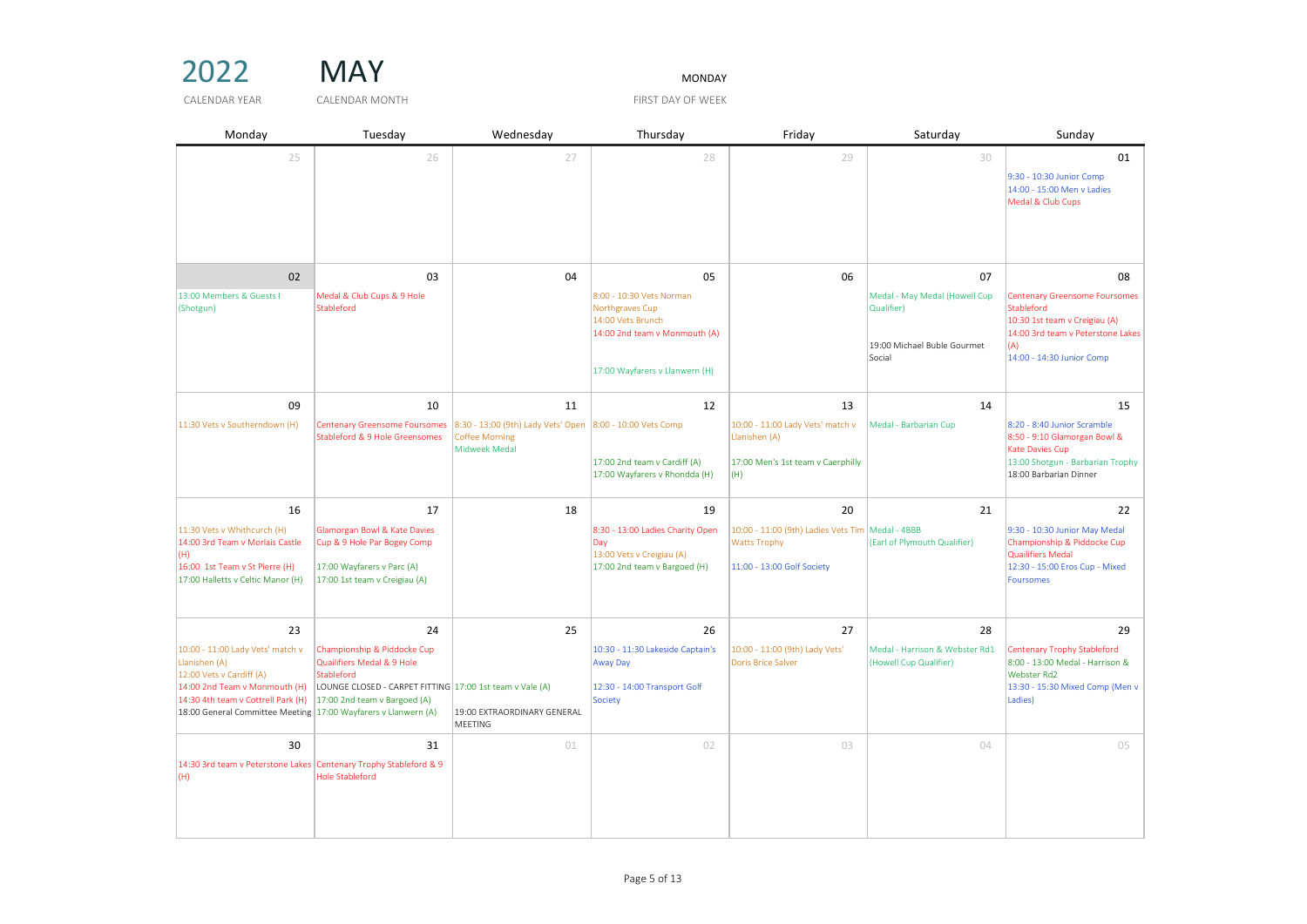2022 — CALENDAR YEAR

MAY — CALENDAR MONTH

MONDAY — FIRST DAY OF WEEK

| Monday | Tuesday | Wednesday | Thursday | Friday | Saturday | Sunday |
|---|---|---|---|---|---|---|
| 25 | 26 | 27 | 28 | 29 | 30 | 01<br>9:30 - 10:30 Junior Comp<br>14:00 - 15:00 Men v Ladies<br>Medal & Club Cups |
| 02<br>13:00 Members & Guests I (Shotgun) | 03<br>Medal & Club Cups & 9 Hole Stableford | 04 | 05<br>8:00 - 10:30 Vets Norman Northgraves Cup<br>14:00 Vets Brunch<br>14:00 2nd team v Monmouth (A)<br>17:00 Wayfarers v Llanwern (H) | 06 | 07<br>Medal - May Medal (Howell Cup Qualifier)<br>19:00 Michael Buble Gourmet Social | 08<br>Centenary Greensome Foursomes Stableford<br>10:30 1st team v Creigiau (A)<br>14:00 3rd team v Peterstone Lakes (A)<br>14:00 - 14:30 Junior Comp |
| 09<br>11:30 Vets v Southerndown (H) | 10<br>Centenary Greensome Foursomes Stableford & 9 Hole Greensomes | 11<br>8:30 - 13:00 (9th) Lady Vets' Open<br>Coffee Morning<br>Midweek Medal | 12<br>8:00 - 10:00 Vets Comp<br>17:00 2nd team v Cardiff (A)<br>17:00 Wayfarers v Rhondda (H) | 13<br>10:00 - 11:00 Lady Vets' match v Llanishen (A)<br>17:00 Men's 1st team v Caerphilly (H) | 14<br>Medal - Barbarian Cup | 15<br>8:20 - 8:40 Junior Scramble<br>8:50 - 9:10 Glamorgan Bowl & Kate Davies Cup<br>13:00 Shotgun - Barbarian Trophy<br>18:00 Barbarian Dinner |
| 16<br>11:30 Vets v Whitchurch (H)<br>14:00 3rd Team v Morlais Castle (H)<br>16:00 1st Team v St Pierre (H)<br>17:00 Halletts v Celtic Manor (H) | 17<br>Glamorgan Bowl & Kate Davies Cup & 9 Hole Par Bogey Comp<br>17:00 Wayfarers v Parc (A)<br>17:00 1st team v Creigiau (A) | 18 | 19<br>8:30 - 13:00 Ladies Charity Open Day<br>13:00 Vets v Creigiau (A)<br>17:00 2nd team v Bargoed (H) | 20<br>10:00 - 11:00 (9th) Ladies Vets Tim Watts Trophy<br>11:00 - 13:00 Golf Society | 21<br>Medal - 4BBB (Earl of Plymouth Qualifier) | 22<br>9:30 - 10:30 Junior May Medal<br>Championship & Piddocke Cup Quailifiers Medal<br>12:30 - 15:00 Eros Cup - Mixed Foursomes |
| 23<br>10:00 - 11:00 Lady Vets' match v Llanishen (A)<br>12:00 Vets v Cardiff (A)<br>14:00 2nd Team v Monmouth (H)<br>14:30 4th team v Cottrell Park (H)<br>18:00 General Committee Meeting | 24<br>Championship & Piddocke Cup Quailifiers Medal & 9 Hole Stableford<br>LOUNGE CLOSED - CARPET FITTING<br>17:00 2nd team v Bargoed (A)<br>17:00 Wayfarers v Llanwern (A) | 25<br>17:00 1st team v Vale (A)<br>19:00 EXTRAORDINARY GENERAL MEETING | 26<br>10:30 - 11:30 Lakeside Captain's Away Day<br>12:30 - 14:00 Transport Golf Society | 27<br>10:00 - 11:00 (9th) Lady Vets' Doris Brice Salver | 28<br>Medal - Harrison & Webster Rd1 (Howell Cup Qualifier) | 29<br>Centenary Trophy Stableford<br>8:00 - 13:00 Medal - Harrison & Webster Rd2<br>13:30 - 15:30 Mixed Comp (Men v Ladies) |
| 30<br>14:30 3rd team v Peterstone Lakes (H) | 31<br>Centenary Trophy Stableford & 9 Hole Stableford | 01 | 02 | 03 | 04 | 05 |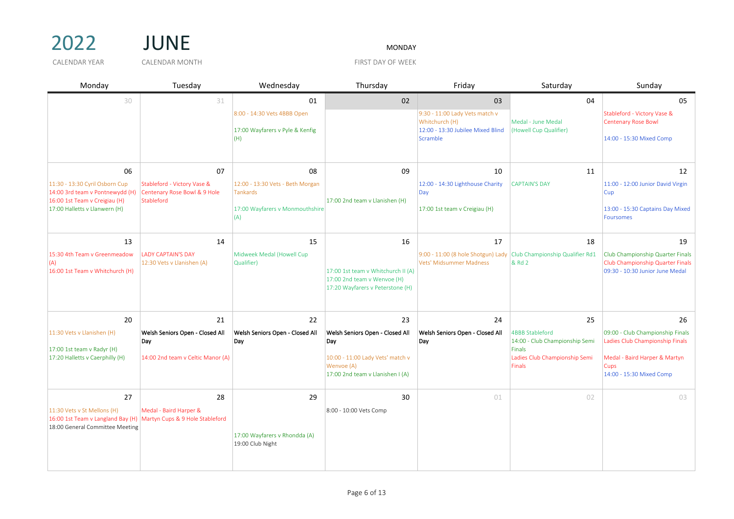# 2022 JUNE

CALENDAR YEAR | CALENDAR MONTH

MONDAY
FIRST DAY OF WEEK

| Monday | Tuesday | Wednesday | Thursday | Friday | Saturday | Sunday |
|---|---|---|---|---|---|---|
| 30 | 31 | 01<br>8:00 - 14:30 Vets 4BBB Open<br><br>17:00 Wayfarers v Pyle & Kenfig (H) | 02 | 03<br>9:30 - 11:00 Lady Vets match v Whitchurch (H)<br>12:00 - 13:30 Jubilee Mixed Blind Scramble | 04<br>Medal - June Medal (Howell Cup Qualifier) | 05<br>Stableford - Victory Vase & Centenary Rose Bowl<br><br>14:00 - 15:30 Mixed Comp |
| 06<br>11:30 - 13:30 Cyril Osborn Cup<br>14:00 3rd team v Pontnewydd (H)<br>16:00 1st Team v Creigiau (H)<br>17:00 Halletts v Llanwern (H) | 07<br>Stableford - Victory Vase & Centenary Rose Bowl & 9 Hole Stableford | 08<br>12:00 - 13:30 Vets - Beth Morgan Tankards<br><br>17:00 Wayfarers v Monmouthshire (A) | 09<br>17:00 2nd team v Llanishen (H) | 10<br>12:00 - 14:30 Lighthouse Charity Day<br><br>17:00 1st team v Creigiau (H) | 11<br>CAPTAIN'S DAY | 12<br>11:00 - 12:00 Junior David Virgin Cup<br><br>13:00 - 15:30 Captains Day Mixed Foursomes |
| 13<br>15:30 4th Team v Greenmeadow (A)<br>16:00 1st Team v Whitchurch (H) | 14<br>LADY CAPTAIN'S DAY<br>12:30 Vets v Llanishen (A) | 15<br>Midweek Medal (Howell Cup Qualifier) | 16<br>17:00 1st team v Whitchurch II (A)<br>17:00 2nd team v Wenvoe (H)<br>17:20 Wayfarers v Peterstone (H) | 17<br>9:00 - 11:00 (8 hole Shotgun) Lady Vets' Midsummer Madness | 18<br>Club Championship Qualifier Rd1 & Rd 2 | 19<br>Club Championship Quarter Finals<br>Club Championship Quarter Finals<br>09:30 - 10:30 Junior June Medal |
| 20<br>11:30 Vets v Llanishen (H)<br><br>17:00 1st team v Radyr (H)<br>17:20 Halletts v Caerphilly (H) | 21<br>Welsh Seniors Open - Closed All Day<br><br>14:00 2nd team v Celtic Manor (A) | 22<br>Welsh Seniors Open - Closed All Day | 23<br>Welsh Seniors Open - Closed All Day<br><br>10:00 - 11:00 Lady Vets' match v Wenvoe (A)<br>17:00 2nd team v Llanishen I (A) | 24<br>Welsh Seniors Open - Closed All Day | 25<br>4BBB Stableford<br>14:00 - Club Championship Semi Finals<br>Ladies Club Championship Semi Finals | 26<br>09:00 - Club Championship Finals<br>Ladies Club Championship Finals<br><br>Medal - Baird Harper & Martyn Cups<br>14:00 - 15:30 Mixed Comp |
| 27<br>11:30 Vets v St Mellons (H)<br>16:00 1st Team v Langland Bay (H)<br>18:00 General Committee Meeting | 28<br>Medal - Baird Harper & Martyn Cups & 9 Hole Stableford | 29<br>17:00 Wayfarers v Rhondda (A)<br>19:00 Club Night | 30<br>8:00 - 10:00 Vets Comp | 01 | 02 | 03 |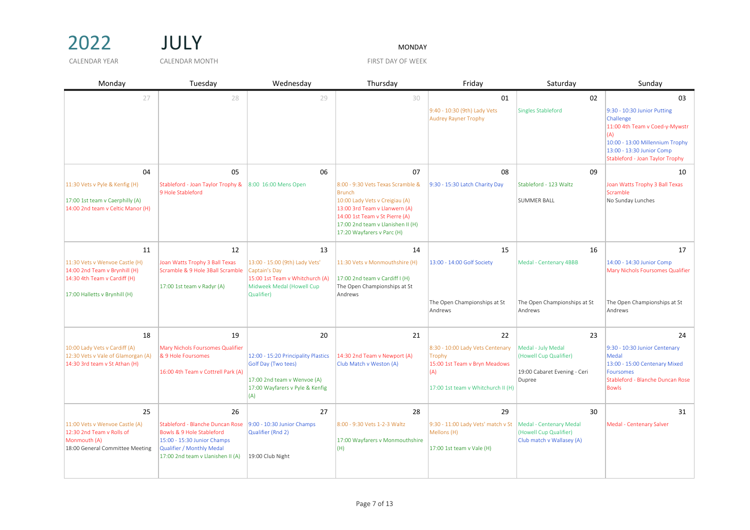# 2022 JULY

CALENDAR YEAR: 2022 | CALENDAR MONTH: JULY | FIRST DAY OF WEEK: MONDAY

| Monday | Tuesday | Wednesday | Thursday | Friday | Saturday | Sunday |
|---|---|---|---|---|---|---|
| 27 | 28 | 29 | 30 | 01<br>9:40 - 10:30 (9th) Lady Vets Audrey Rayner Trophy | 02<br>Singles Stableford | 03<br>9:30 - 10:30 Junior Putting Challenge<br>11:00 4th Team v Coed-y-Mywstr (A)<br>10:00 - 13:00 Millennium Trophy<br>13:00 - 13:30 Junior Comp<br>Stableford - Joan Taylor Trophy |
| 04<br>11:30 Vets v Pyle & Kenfig (H)<br>17:00 1st team v Caerphilly (A)<br>14:00 2nd team v Celtic Manor (H) | 05<br>Stableford - Joan Taylor Trophy & 9 Hole Stableford | 06<br>8:00 16:00 Mens Open | 07<br>8:00 - 9:30 Vets Texas Scramble & Brunch<br>10:00 Lady Vets v Creigiau (A)<br>13:00 3rd Team v Llanwern (A)<br>14:00 1st Team v St Pierre (A)<br>17:00 2nd team v Llanishen II (H)<br>17:20 Wayfarers v Parc (H) | 08<br>9:30 - 15:30 Latch Charity Day | 09<br>Stableford - 123 Waltz<br>SUMMER BALL | 10<br>Joan Watts Trophy 3 Ball Texas Scramble<br>No Sunday Lunches |
| 11<br>11:30 Vets v Wenvoe Castle (H)<br>14:00 2nd Team v Brynhill (H)<br>14:30 4th Team v Cardiff (H)<br>17:00 Halletts v Brynhill (H) | 12<br>Joan Watts Trophy 3 Ball Texas Scramble & 9 Hole 3Ball Scramble<br>17:00 1st team v Radyr (A) | 13<br>13:00 - 15:00 (9th) Lady Vets' Captain's Day<br>15:00 1st Team v Whitchurch (A)<br>Midweek Medal (Howell Cup Qualifier) | 14<br>11:30 Vets v Monmouthshire (H)<br>17:00 2nd team v Cardiff I (H)<br>The Open Championships at St Andrews | 15<br>13:00 - 14:00 Golf Society<br>The Open Championships at St Andrews | 16<br>Medal - Centenary 4BBB<br>The Open Championships at St Andrews | 17<br>14:00 - 14:30 Junior Comp<br>Mary Nichols Foursomes Qualifier<br>The Open Championships at St Andrews |
| 18<br>10:00 Lady Vets v Cardiff (A)<br>12:30 Vets v Vale of Glamorgan (A)<br>14:30 3rd team v St Athan (H) | 19<br>Mary Nichols Foursomes Qualifier & 9 Hole Foursomes<br>16:00 4th Team v Cottrell Park (A) | 20<br>12:00 - 15:20 Principality Plastics Golf Day (Two tees)<br>17:00 2nd team v Wenvoe (A)<br>17:00 Wayfarers v Pyle & Kenfig (A) | 21<br>14:30 2nd Team v Newport (A)<br>Club Match v Weston (A) | 22<br>8:30 - 10:00 Lady Vets Centenary Trophy<br>15:00 1st Team v Bryn Meadows (A)<br>17:00 1st team v Whitchurch II (H) | 23<br>Medal - July Medal (Howell Cup Qualifier)<br>19:00 Cabaret Evening - Ceri Dupree | 24<br>9:30 - 10:30 Junior Centenary Medal<br>13:00 - 15:00 Centenary Mixed Foursomes<br>Stableford - Blanche Duncan Rose Bowls |
| 25<br>11:00 Vets v Wenvoe Castle (A)<br>12:30 2nd Team v Rolls of Monmouth (A)<br>18:00 General Committee Meeting | 26<br>Stableford - Blanche Duncan Rose Bowls & 9 Hole Stableford<br>15:00 - 15:30 Junior Champs Qualifier / Monthly Medal<br>17:00 2nd team v Llanishen II (A) | 27<br>9:00 - 10:30 Junior Champs Qualifier (Rnd 2)<br>19:00 Club Night | 28<br>8:00 - 9:30 Vets 1-2-3 Waltz<br>17:00 Wayfarers v Monmouthshire (H) | 29<br>9:30 - 11:00 Lady Vets' match v St Mellons (H)<br>17:00 1st team v Vale (H) | 30<br>Medal - Centenary Medal (Howell Cup Qualifier)<br>Club match v Wallasey (A) | 31<br>Medal - Centenary Salver |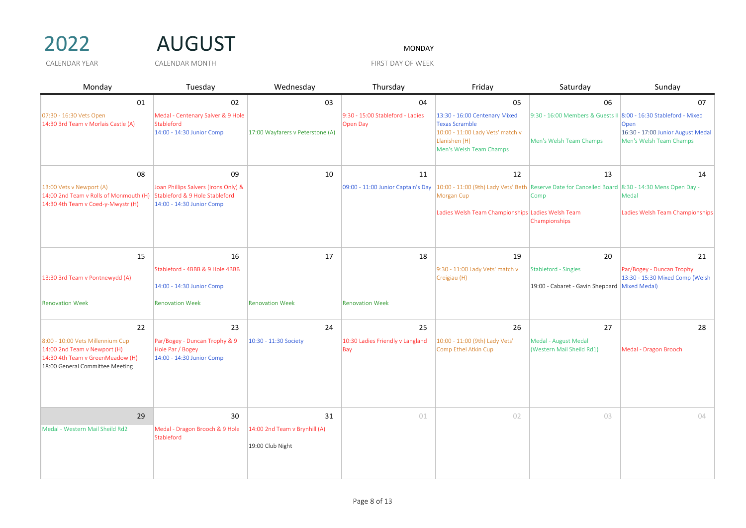# 2022 AUGUST

CALENDAR YEAR: 2022
CALENDAR MONTH: AUGUST
FIRST DAY OF WEEK: MONDAY

| Monday | Tuesday | Wednesday | Thursday | Friday | Saturday | Sunday |
|---|---|---|---|---|---|---|
| **01**<br>07:30 - 16:30 Vets Open<br>14:30 3rd Team v Morlais Castle (A) | **02**<br>Medal - Centenary Salver & 9 Hole Stableford<br>14:00 - 14:30 Junior Comp | **03**<br>17:00 Wayfarers v Peterstone (A) | **04**<br>9:30 - 15:00 Stableford - Ladies Open Day | **05**<br>13:30 - 16:00 Centenary Mixed Texas Scramble<br>10:00 - 11:00 Lady Vets' match v Llanishen (H)<br>Men's Welsh Team Champs | **06**<br>9:30 - 16:00 Members & Guests II<br>Men's Welsh Team Champs | **07**<br>8:00 - 16:30 Stableford - Mixed Open<br>16:30 - 17:00 Junior August Medal<br>Men's Welsh Team Champs |
| **08**<br>13:00 Vets v Newport (A)<br>14:00 2nd Team v Rolls of Monmouth (H)<br>14:30 4th Team v Coed-y-Mwystr (H) | **09**<br>Joan Phillips Salvers (Irons Only) & Stableford & 9 Hole Stableford<br>14:00 - 14:30 Junior Comp | **10** | **11**<br>09:00 - 11:00 Junior Captain's Day | **12**<br>10:00 - 11:00 (9th) Lady Vets' Beth Morgan Cup<br>Ladies Welsh Team Championships | **13**<br>Reserve Date for Cancelled Board Comp<br>Ladies Welsh Team Championships | **14**<br>8:30 - 14:30 Mens Open Day - Medal<br>Ladies Welsh Team Championships |
| **15**<br>13:30 3rd Team v Pontnewydd (A)<br>Renovation Week | **16**<br>Stableford - 4BBB & 9 Hole 4BBB<br>14:00 - 14:30 Junior Comp<br>Renovation Week | **17**<br>Renovation Week | **18**<br>Renovation Week | **19**<br>9:30 - 11:00 Lady Vets' match v Creigiau (H) | **20**<br>Stableford - Singles<br>19:00 - Cabaret - Gavin Sheppard | **21**<br>Par/Bogey - Duncan Trophy<br>13:30 - 15:30 Mixed Comp (Welsh Mixed Medal) |
| **22**<br>8:00 - 10:00 Vets Millennium Cup<br>14:00 2nd Team v Newport (H)<br>14:30 4th Team v GreenMeadow (H)<br>18:00 General Committee Meeting | **23**<br>Par/Bogey - Duncan Trophy & 9 Hole Par / Bogey<br>14:00 - 14:30 Junior Comp | **24**<br>10:30 - 11:30 Society | **25**<br>10:30 Ladies Friendly v Langland Bay | **26**<br>10:00 - 11:00 (9th) Lady Vets' Comp Ethel Atkin Cup | **27**<br>Medal - August Medal (Western Mail Sheild Rd1) | **28**<br>Medal - Dragon Brooch |
| **29**<br>Medal - Western Mail Sheild Rd2 | **30**<br>Medal - Dragon Brooch & 9 Hole Stableford | **31**<br>14:00 2nd Team v Brynhill (A)<br>19:00 Club Night | 01 | 02 | 03 | 04 |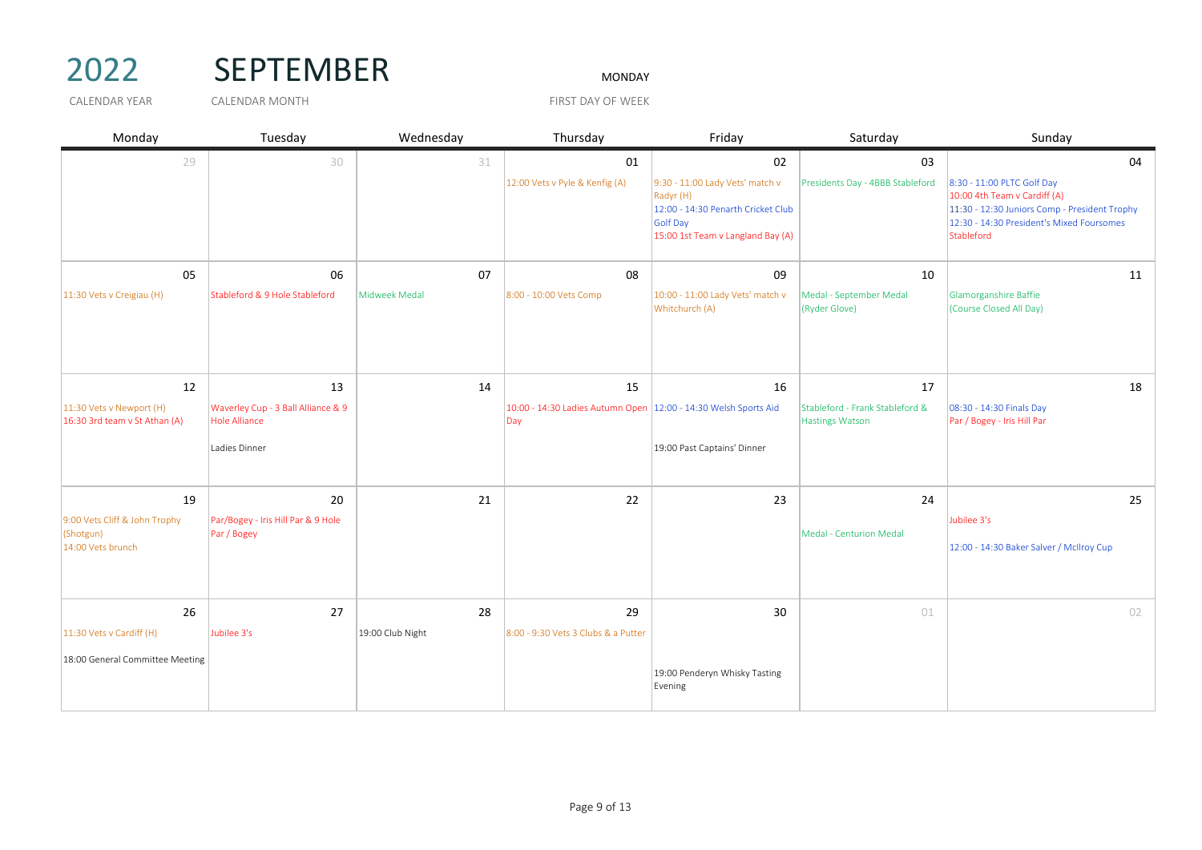# 2022 SEPTEMBER

CALENDAR YEAR: 2022 | CALENDAR MONTH: SEPTEMBER | FIRST DAY OF WEEK: MONDAY

| Monday | Tuesday | Wednesday | Thursday | Friday | Saturday | Sunday |
|---|---|---|---|---|---|---|
| 29 | 30 | 31 | 01<br>12:00 Vets v Pyle & Kenfig (A) | 02<br>9:30 - 11:00 Lady Vets' match v Radyr (H)<br>12:00 - 14:30 Penarth Cricket Club Golf Day<br>15:00 1st Team v Langland Bay (A) | 03<br>Presidents Day - 4BBB Stableford | 04<br>8:30 - 11:00 PLTC Golf Day<br>10:00 4th Team v Cardiff (A)<br>11:30 - 12:30 Juniors Comp - President Trophy<br>12:30 - 14:30 President's Mixed Foursomes Stableford |
| 05<br>11:30 Vets v Creigiau (H) | 06<br>Stableford & 9 Hole Stableford | 07<br>Midweek Medal | 08<br>8:00 - 10:00 Vets Comp | 09<br>10:00 - 11:00 Lady Vets' match v Whitchurch (A) | 10<br>Medal - September Medal (Ryder Glove) | 11<br>Glamorganshire Baffie (Course Closed All Day) |
| 12<br>11:30 Vets v Newport (H)<br>16:30 3rd team v St Athan (A) | 13<br>Waverley Cup - 3 Ball Alliance & 9 Hole Alliance<br>Ladies Dinner | 14 | 15<br>10:00 - 14:30 Ladies Autumn Open Day | 16<br>12:00 - 14:30 Welsh Sports Aid<br>19:00 Past Captains' Dinner | 17<br>Stableford - Frank Stableford & Hastings Watson | 18<br>08:30 - 14:30 Finals Day<br>Par / Bogey - Iris Hill Par |
| 19<br>9:00 Vets Cliff & John Trophy (Shotgun)<br>14:00 Vets brunch | 20<br>Par/Bogey - Iris Hill Par & 9 Hole Par / Bogey | 21 | 22 | 23 | 24<br>Medal - Centurion Medal | 25<br>Jubilee 3's<br>12:00 - 14:30 Baker Salver / McIlroy Cup |
| 26<br>11:30 Vets v Cardiff (H)<br>18:00 General Committee Meeting | 27<br>Jubilee 3's | 28<br>19:00 Club Night | 29<br>8:00 - 9:30 Vets 3 Clubs & a Putter | 30<br>19:00 Penderyn Whisky Tasting Evening | 01 | 02 |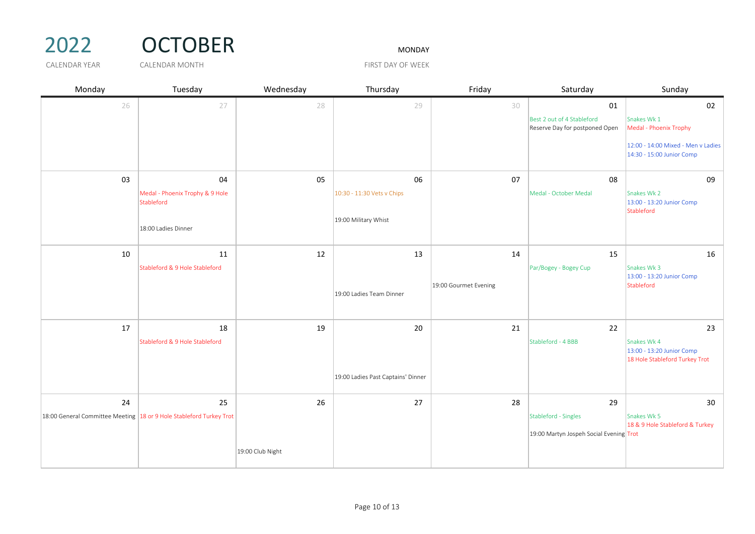# 2022 OCTOBER

CALENDAR YEAR: 2022 | CALENDAR MONTH: OCTOBER | FIRST DAY OF WEEK: MONDAY

| Monday | Tuesday | Wednesday | Thursday | Friday | Saturday | Sunday |
|---|---|---|---|---|---|---|
| 26 | 27 | 28 | 29 | 30 | 01<br>Best 2 out of 4 Stableford<br>Reserve Day for postponed Open | 02<br>Snakes Wk 1<br>Medal - Phoenix Trophy<br>12:00 - 14:00 Mixed - Men v Ladies<br>14:30 - 15:00 Junior Comp |
| 03 | 04<br>Medal - Phoenix Trophy & 9 Hole Stableford<br>18:00 Ladies Dinner | 05 | 06<br>10:30 - 11:30 Vets v Chips<br>19:00 Military Whist | 07 | 08<br>Medal - October Medal | 09<br>Snakes Wk 2<br>13:00 - 13:20 Junior Comp<br>Stableford |
| 10 | 11<br>Stableford & 9 Hole Stableford | 12 | 13<br>19:00 Ladies Team Dinner | 14<br>19:00 Gourmet Evening | 15<br>Par/Bogey - Bogey Cup | 16<br>Snakes Wk 3<br>13:00 - 13:20 Junior Comp<br>Stableford |
| 17 | 18<br>Stableford & 9 Hole Stableford | 19 | 20<br>19:00 Ladies Past Captains' Dinner | 21 | 22<br>Stableford - 4 BBB | 23<br>Snakes Wk 4<br>13:00 - 13:20 Junior Comp<br>18 Hole Stableford Turkey Trot |
| 24<br>18:00 General Committee Meeting | 25<br>18 or 9 Hole Stableford Turkey Trot | 26<br>19:00 Club Night | 27 | 28 | 29<br>Stableford - Singles<br>19:00 Martyn Jospeh Social Evening | 30<br>Snakes Wk 5<br>18 & 9 Hole Stableford & Turkey Trot |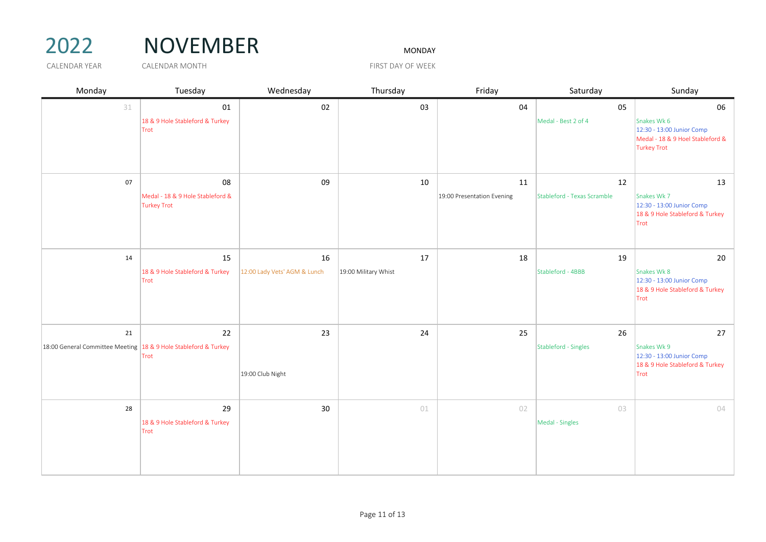# 2022 NOVEMBER

CALENDAR YEAR — CALENDAR MONTH

MONDAY — FIRST DAY OF WEEK

| Monday | Tuesday | Wednesday | Thursday | Friday | Saturday | Sunday |
|---|---|---|---|---|---|---|
| 31 | 01<br>18 & 9 Hole Stableford & Turkey Trot | 02 | 03 | 04 | 05<br>Medal - Best 2 of 4 | 06<br>Snakes Wk 6<br>12:30 - 13:00 Junior Comp<br>Medal - 18 & 9 Hoel Stableford & Turkey Trot |
| 07 | 08<br>Medal - 18 & 9 Hole Stableford & Turkey Trot | 09 | 10 | 11<br>19:00 Presentation Evening | 12<br>Stableford - Texas Scramble | 13<br>Snakes Wk 7<br>12:30 - 13:00 Junior Comp<br>18 & 9 Hole Stableford & Turkey Trot |
| 14 | 15<br>18 & 9 Hole Stableford & Turkey Trot | 16<br>12:00 Lady Vets' AGM & Lunch | 17<br>19:00 Military Whist | 18 | 19<br>Stableford - 4BBB | 20<br>Snakes Wk 8<br>12:30 - 13:00 Junior Comp<br>18 & 9 Hole Stableford & Turkey Trot |
| 21<br>18:00 General Committee Meeting | 22<br>18 & 9 Hole Stableford & Turkey Trot | 23<br>19:00 Club Night | 24 | 25 | 26<br>Stableford - Singles | 27<br>Snakes Wk 9<br>12:30 - 13:00 Junior Comp<br>18 & 9 Hole Stableford & Turkey Trot |
| 28 | 29<br>18 & 9 Hole Stableford & Turkey Trot | 30 | 01 | 02 | 03<br>Medal - Singles | 04 |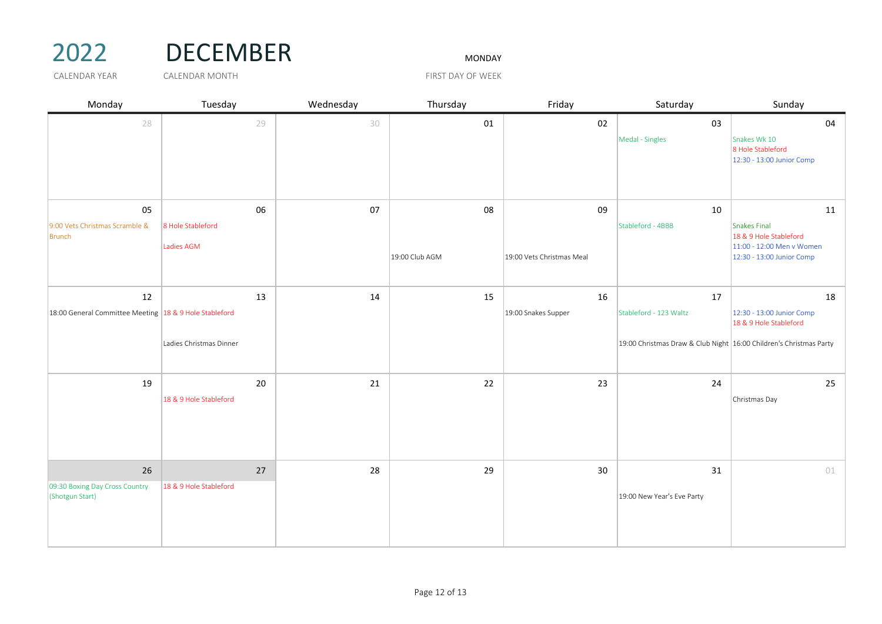# 2022 DECEMBER

CALENDAR YEAR — CALENDAR MONTH

FIRST DAY OF WEEK: MONDAY

| Monday | Tuesday | Wednesday | Thursday | Friday | Saturday | Sunday |
|---|---|---|---|---|---|---|
| 28 | 29 | 30 | 01 | 02 | 03<br>Medal - Singles | 04<br>Snakes Wk 10<br>8 Hole Stableford<br>12:30 - 13:00 Junior Comp |
| 05<br>9:00 Vets Christmas Scramble & Brunch | 06<br>8 Hole Stableford<br>Ladies AGM | 07 | 08<br>19:00 Club AGM | 09<br>19:00 Vets Christmas Meal | 10<br>Stableford - 4BBB | 11<br>Snakes Final<br>18 & 9 Hole Stableford<br>11:00 - 12:00 Men v Women<br>12:30 - 13:00 Junior Comp |
| 12<br>18:00 General Committee Meeting | 13<br>18 & 9 Hole Stableford<br>Ladies Christmas Dinner | 14 | 15 | 16<br>19:00 Snakes Supper | 17<br>Stableford - 123 Waltz<br>19:00 Christmas Draw & Club Night | 18<br>12:30 - 13:00 Junior Comp<br>18 & 9 Hole Stableford<br>16:00 Children's Christmas Party |
| 19 | 20<br>18 & 9 Hole Stableford | 21 | 22 | 23 | 24 | 25<br>Christmas Day |
| 26<br>09:30 Boxing Day Cross Country (Shotgun Start) | 27<br>18 & 9 Hole Stableford | 28 | 29 | 30 | 31<br>19:00 New Year's Eve Party | 01 |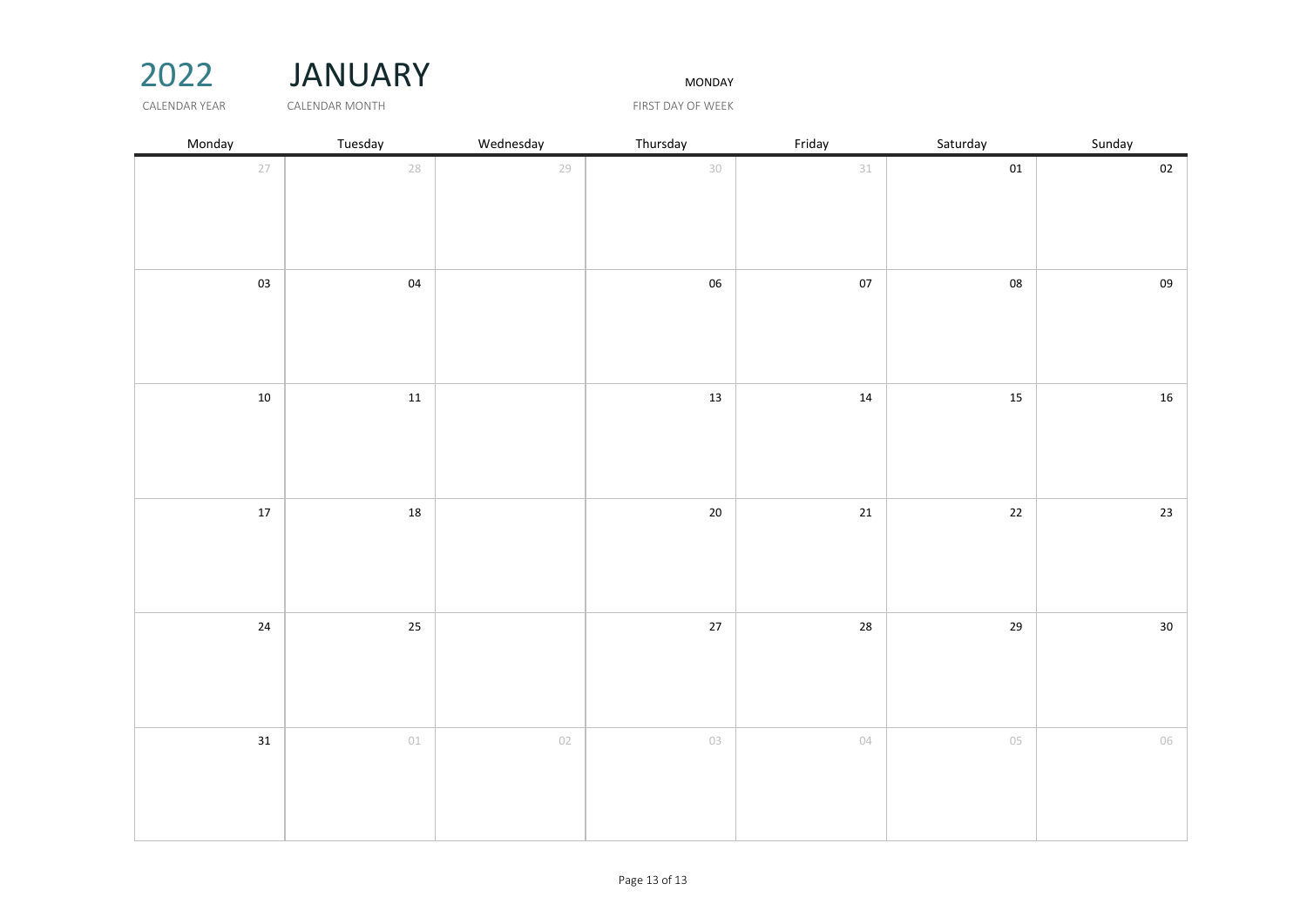2022 CALENDAR YEAR

JANUARY CALENDAR MONTH

MONDAY FIRST DAY OF WEEK

| Monday | Tuesday | Wednesday | Thursday | Friday | Saturday | Sunday |
|---|---|---|---|---|---|---|
| 27 | 28 | 29 | 30 | 31 | 01 | 02 |
| 03 | 04 | | 06 | 07 | 08 | 09 |
| 10 | 11 | | 13 | 14 | 15 | 16 |
| 17 | 18 | | 20 | 21 | 22 | 23 |
| 24 | 25 | | 27 | 28 | 29 | 30 |
| 31 | 01 | 02 | 03 | 04 | 05 | 06 |